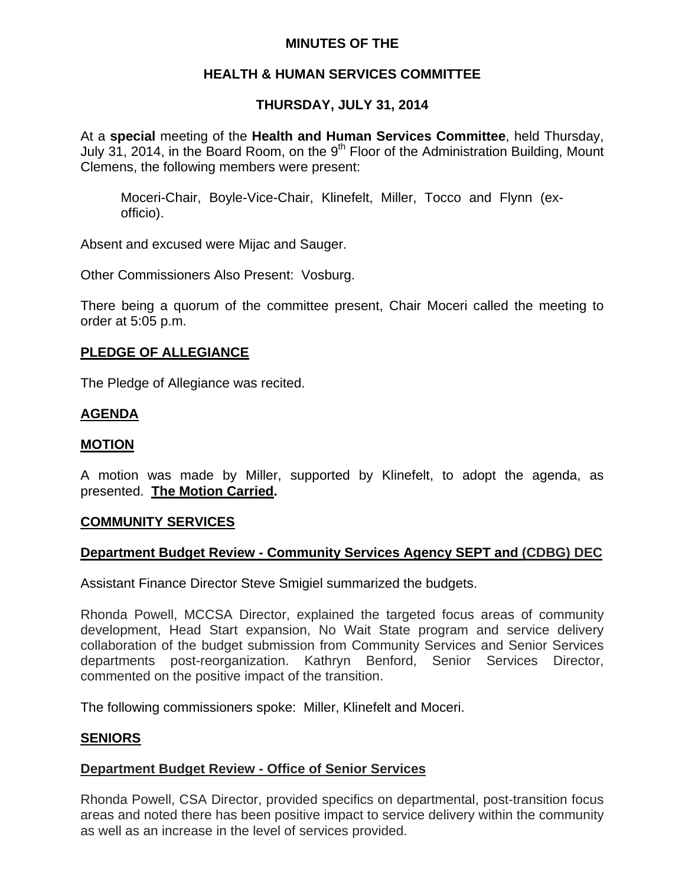**MINUTES OF THE**

**HEALTH & HUMAN SERVICES COMMITTEE**

**THURSDAY, JULY 31, 2014**

At a **special** meeting of the **Health and Human Services Committee**, held Thursday, July 31, 2014, in the Board Room, on the 9th Floor of the Administration Building, Mount Clemens, the following members were present:

> Moceri-Chair, Boyle-Vice-Chair, Klinefelt, Miller, Tocco and Flynn (ex-officio).

Absent and excused were Mijac and Sauger.

Other Commissioners Also Present: Vosburg.

There being a quorum of the committee present, Chair Moceri called the meeting to order at 5:05 p.m.

**PLEDGE OF ALLEGIANCE**

The Pledge of Allegiance was recited.

**AGENDA**

**MOTION**

A motion was made by Miller, supported by Klinefelt, to adopt the agenda, as presented. **The Motion Carried.**

**COMMUNITY SERVICES**

**Department Budget Review - Community Services Agency SEPT and (CDBG) DEC**

Assistant Finance Director Steve Smigiel summarized the budgets.

Rhonda Powell, MCCSA Director, explained the targeted focus areas of community development, Head Start expansion, No Wait State program and service delivery collaboration of the budget submission from Community Services and Senior Services departments post-reorganization. Kathryn Benford, Senior Services Director, commented on the positive impact of the transition.

The following commissioners spoke: Miller, Klinefelt and Moceri.

**SENIORS**

**Department Budget Review - Office of Senior Services**

Rhonda Powell, CSA Director, provided specifics on departmental, post-transition focus areas and noted there has been positive impact to service delivery within the community as well as an increase in the level of services provided.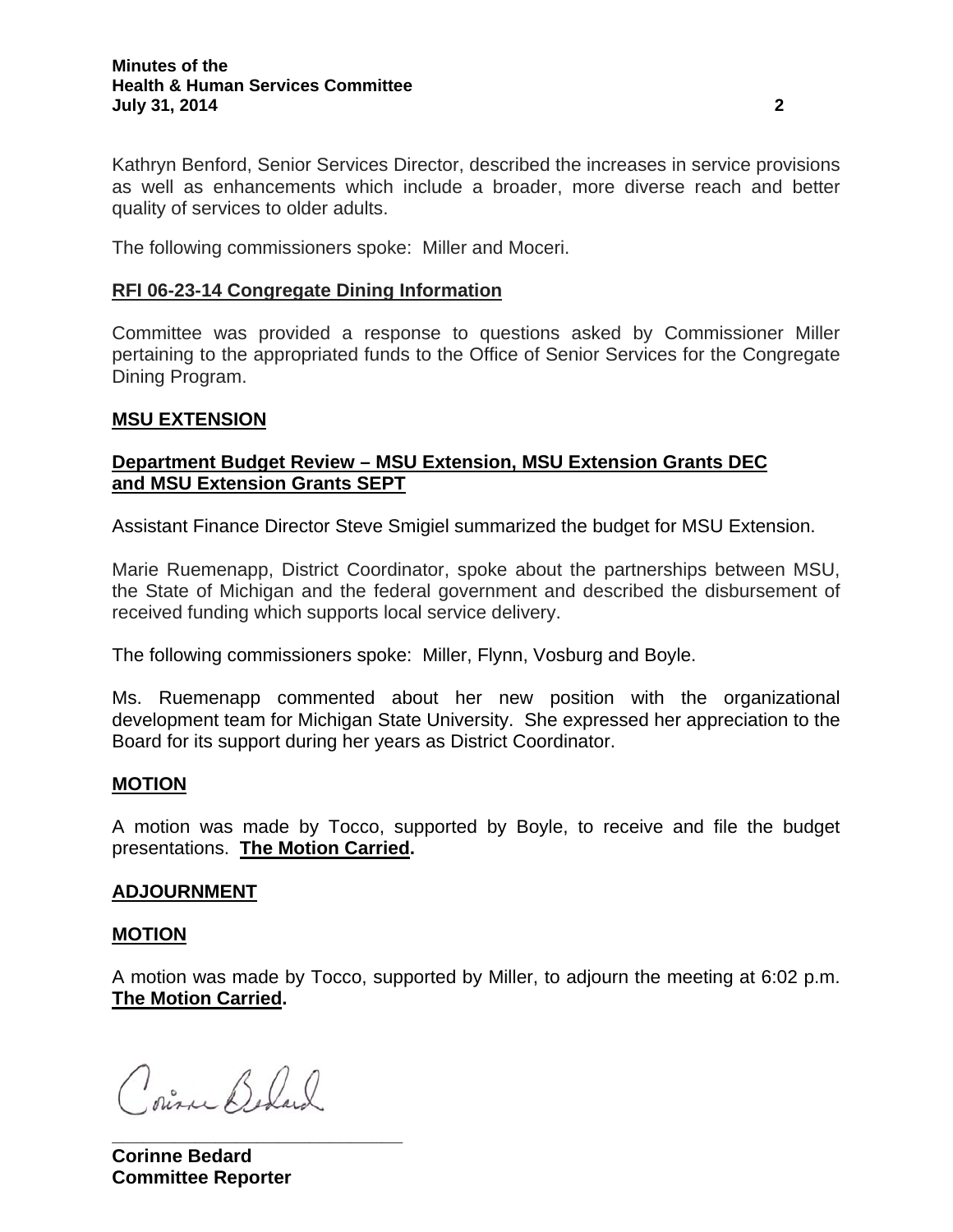Kathryn Benford, Senior Services Director, described the increases in service provisions as well as enhancements which include a broader, more diverse reach and better quality of services to older adults.

The following commissioners spoke: Miller and Moceri.

**RFI 06-23-14 Congregate Dining Information**

Committee was provided a response to questions asked by Commissioner Miller pertaining to the appropriated funds to the Office of Senior Services for the Congregate Dining Program.

**MSU EXTENSION**

**Department Budget Review – MSU Extension, MSU Extension Grants DEC and MSU Extension Grants SEPT**

Assistant Finance Director Steve Smigiel summarized the budget for MSU Extension.

Marie Ruemenapp, District Coordinator, spoke about the partnerships between MSU, the State of Michigan and the federal government and described the disbursement of received funding which supports local service delivery.

The following commissioners spoke: Miller, Flynn, Vosburg and Boyle.

Ms. Ruemenapp commented about her new position with the organizational development team for Michigan State University. She expressed her appreciation to the Board for its support during her years as District Coordinator.

**MOTION**

A motion was made by Tocco, supported by Boyle, to receive and file the budget presentations. **The Motion Carried.**

**ADJOURNMENT**

**MOTION**

A motion was made by Tocco, supported by Miller, to adjourn the meeting at 6:02 p.m. **The Motion Carried.**

______________________________

**Corinne Bedard**
**Committee Reporter**